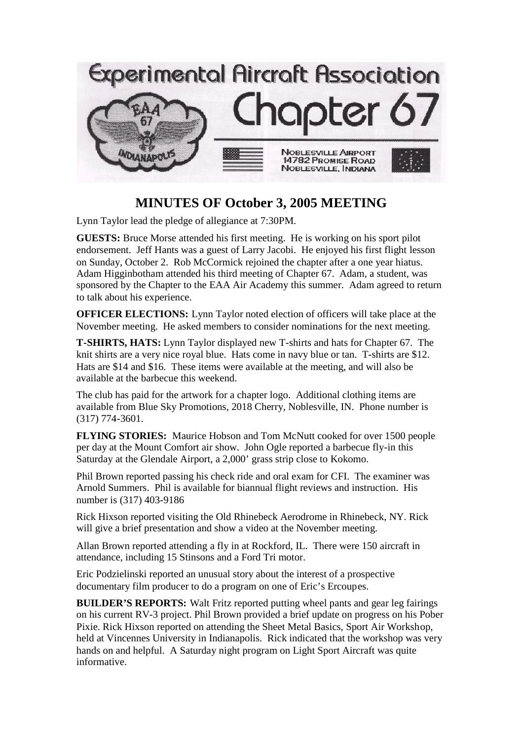# Experimental Aircraft Association Chapter 67

NOBLESVILLE AIRPORT
14782 PROMISE ROAD
NOBLESVILLE, INDIANA

## MINUTES OF October 3, 2005 MEETING

Lynn Taylor lead the pledge of allegiance at 7:30PM.

**GUESTS:** Bruce Morse attended his first meeting. He is working on his sport pilot endorsement. Jeff Hants was a guest of Larry Jacobi. He enjoyed his first flight lesson on Sunday, October 2. Rob McCormick rejoined the chapter after a one year hiatus. Adam Higginbotham attended his third meeting of Chapter 67. Adam, a student, was sponsored by the Chapter to the EAA Air Academy this summer. Adam agreed to return to talk about his experience.

**OFFICER ELECTIONS:** Lynn Taylor noted election of officers will take place at the November meeting. He asked members to consider nominations for the next meeting.

**T-SHIRTS, HATS:** Lynn Taylor displayed new T-shirts and hats for Chapter 67. The knit shirts are a very nice royal blue. Hats come in navy blue or tan. T-shirts are $12. Hats are $14 and $16. These items were available at the meeting, and will also be available at the barbecue this weekend.

The club has paid for the artwork for a chapter logo. Additional clothing items are available from Blue Sky Promotions, 2018 Cherry, Noblesville, IN. Phone number is (317) 774-3601.

**FLYING STORIES:** Maurice Hobson and Tom McNutt cooked for over 1500 people per day at the Mount Comfort air show. John Ogle reported a barbecue fly-in this Saturday at the Glendale Airport, a 2,000' grass strip close to Kokomo.

Phil Brown reported passing his check ride and oral exam for CFI. The examiner was Arnold Summers. Phil is available for biannual flight reviews and instruction. His number is (317) 403-9186

Rick Hixson reported visiting the Old Rhinebeck Aerodrome in Rhinebeck, NY. Rick will give a brief presentation and show a video at the November meeting.

Allan Brown reported attending a fly in at Rockford, IL. There were 150 aircraft in attendance, including 15 Stinsons and a Ford Tri motor.

Eric Podzielinski reported an unusual story about the interest of a prospective documentary film producer to do a program on one of Eric's Ercoupes.

**BUILDER'S REPORTS:** Walt Fritz reported putting wheel pants and gear leg fairings on his current RV-3 project. Phil Brown provided a brief update on progress on his Pober Pixie. Rick Hixson reported on attending the Sheet Metal Basics, Sport Air Workshop, held at Vincennes University in Indianapolis. Rick indicated that the workshop was very hands on and helpful. A Saturday night program on Light Sport Aircraft was quite informative.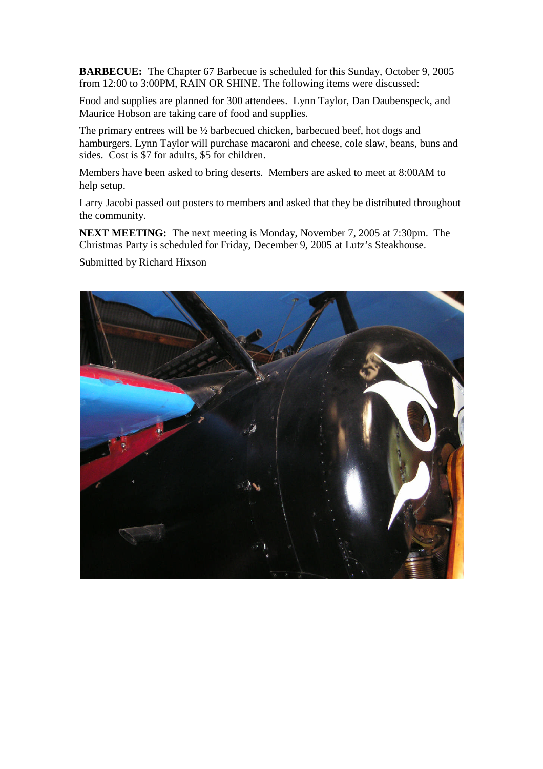**BARBECUE:** The Chapter 67 Barbecue is scheduled for this Sunday, October 9, 2005 from 12:00 to 3:00PM, RAIN OR SHINE. The following items were discussed:

Food and supplies are planned for 300 attendees. Lynn Taylor, Dan Daubenspeck, and Maurice Hobson are taking care of food and supplies.

The primary entrees will be ½ barbecued chicken, barbecued beef, hot dogs and hamburgers. Lynn Taylor will purchase macaroni and cheese, cole slaw, beans, buns and sides. Cost is $7 for adults, $5 for children.

Members have been asked to bring deserts. Members are asked to meet at 8:00AM to help setup.

Larry Jacobi passed out posters to members and asked that they be distributed throughout the community.

**NEXT MEETING:** The next meeting is Monday, November 7, 2005 at 7:30pm. The Christmas Party is scheduled for Friday, December 9, 2005 at Lutz's Steakhouse.

Submitted by Richard Hixson